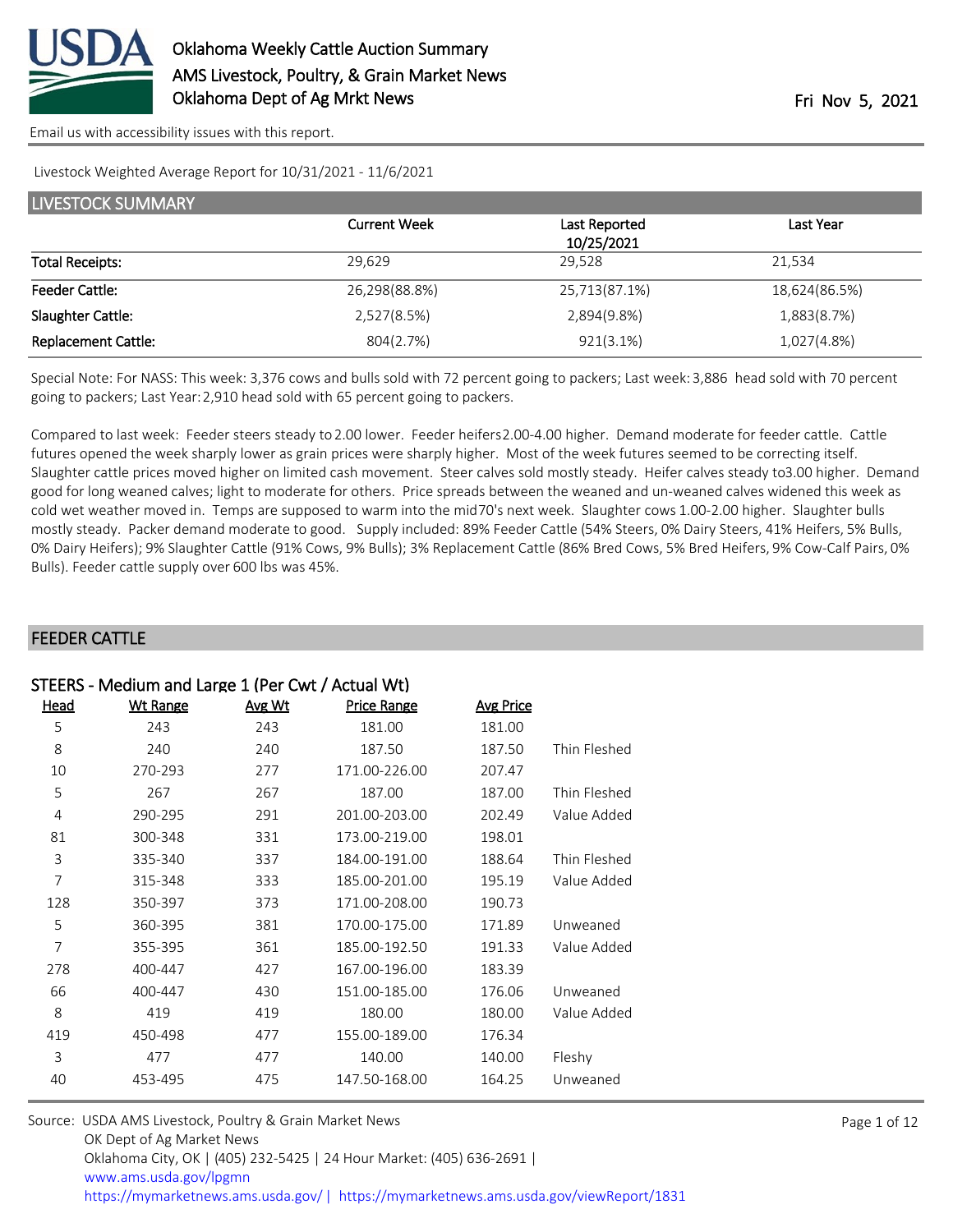# Oklahoma Weekly Cattle Auction Summary
## AMS Livestock, Poultry, & Grain Market News
## Oklahoma Dept of Ag Mrkt News

Fri Nov 5, 2021

Email us with accessibility issues with this report.

Livestock Weighted Average Report for 10/31/2021 - 11/6/2021

## LIVESTOCK SUMMARY

| | Current Week | Last Reported 10/25/2021 | Last Year |
|---|---|---|---|
| Total Receipts: | 29,629 | 29,528 | 21,534 |
| Feeder Cattle: | 26,298(88.8%) | 25,713(87.1%) | 18,624(86.5%) |
| Slaughter Cattle: | 2,527(8.5%) | 2,894(9.8%) | 1,883(8.7%) |
| Replacement Cattle: | 804(2.7%) | 921(3.1%) | 1,027(4.8%) |

Special Note: For NASS: This week: 3,376 cows and bulls sold with 72 percent going to packers; Last week: 3,886 head sold with 70 percent going to packers; Last Year: 2,910 head sold with 65 percent going to packers.

Compared to last week: Feeder steers steady to 2.00 lower. Feeder heifers 2.00-4.00 higher. Demand moderate for feeder cattle. Cattle futures opened the week sharply lower as grain prices were sharply higher. Most of the week futures seemed to be correcting itself. Slaughter cattle prices moved higher on limited cash movement. Steer calves sold mostly steady. Heifer calves steady to 3.00 higher. Demand good for long weaned calves; light to moderate for others. Price spreads between the weaned and un-weaned calves widened this week as cold wet weather moved in. Temps are supposed to warm into the mid 70's next week. Slaughter cows 1.00-2.00 higher. Slaughter bulls mostly steady. Packer demand moderate to good. Supply included: 89% Feeder Cattle (54% Steers, 0% Dairy Steers, 41% Heifers, 5% Bulls, 0% Dairy Heifers); 9% Slaughter Cattle (91% Cows, 9% Bulls); 3% Replacement Cattle (86% Bred Cows, 5% Bred Heifers, 9% Cow-Calf Pairs, 0% Bulls). Feeder cattle supply over 600 lbs was 45%.

## FEEDER CATTLE

### STEERS - Medium and Large 1 (Per Cwt / Actual Wt)

| Head | Wt Range | Avg Wt | Price Range | Avg Price | |
|---|---|---|---|---|---|
| 5 | 243 | 243 | 181.00 | 181.00 | |
| 8 | 240 | 240 | 187.50 | 187.50 | Thin Fleshed |
| 10 | 270-293 | 277 | 171.00-226.00 | 207.47 | |
| 5 | 267 | 267 | 187.00 | 187.00 | Thin Fleshed |
| 4 | 290-295 | 291 | 201.00-203.00 | 202.49 | Value Added |
| 81 | 300-348 | 331 | 173.00-219.00 | 198.01 | |
| 3 | 335-340 | 337 | 184.00-191.00 | 188.64 | Thin Fleshed |
| 7 | 315-348 | 333 | 185.00-201.00 | 195.19 | Value Added |
| 128 | 350-397 | 373 | 171.00-208.00 | 190.73 | |
| 5 | 360-395 | 381 | 170.00-175.00 | 171.89 | Unweaned |
| 7 | 355-395 | 361 | 185.00-192.50 | 191.33 | Value Added |
| 278 | 400-447 | 427 | 167.00-196.00 | 183.39 | |
| 66 | 400-447 | 430 | 151.00-185.00 | 176.06 | Unweaned |
| 8 | 419 | 419 | 180.00 | 180.00 | Value Added |
| 419 | 450-498 | 477 | 155.00-189.00 | 176.34 | |
| 3 | 477 | 477 | 140.00 | 140.00 | Fleshy |
| 40 | 453-495 | 475 | 147.50-168.00 | 164.25 | Unweaned |

Source: USDA AMS Livestock, Poultry & Grain Market News
OK Dept of Ag Market News
Oklahoma City, OK | (405) 232-5425 | 24 Hour Market: (405) 636-2691 |
www.ams.usda.gov/lpgmn
https://mymarketnews.ams.usda.gov/ | https://mymarketnews.ams.usda.gov/viewReport/1831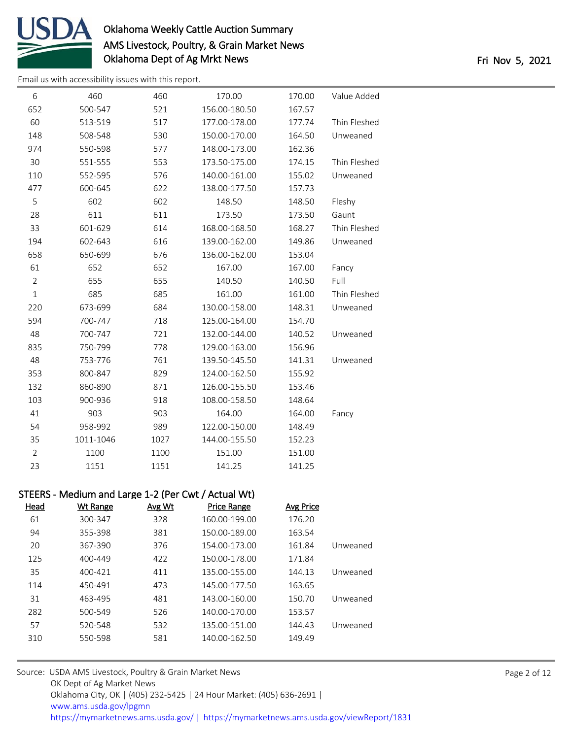Email us with accessibility issues with this report.

| Head | Wt Range | Avg Wt | Price Range | Avg Price | |
|---|---|---|---|---|---|
| 6 | 460 | 460 | 170.00 | 170.00 | Value Added |
| 652 | 500-547 | 521 | 156.00-180.50 | 167.57 | |
| 60 | 513-519 | 517 | 177.00-178.00 | 177.74 | Thin Fleshed |
| 148 | 508-548 | 530 | 150.00-170.00 | 164.50 | Unweaned |
| 974 | 550-598 | 577 | 148.00-173.00 | 162.36 | |
| 30 | 551-555 | 553 | 173.50-175.00 | 174.15 | Thin Fleshed |
| 110 | 552-595 | 576 | 140.00-161.00 | 155.02 | Unweaned |
| 477 | 600-645 | 622 | 138.00-177.50 | 157.73 | |
| 5 | 602 | 602 | 148.50 | 148.50 | Fleshy |
| 28 | 611 | 611 | 173.50 | 173.50 | Gaunt |
| 33 | 601-629 | 614 | 168.00-168.50 | 168.27 | Thin Fleshed |
| 194 | 602-643 | 616 | 139.00-162.00 | 149.86 | Unweaned |
| 658 | 650-699 | 676 | 136.00-162.00 | 153.04 | |
| 61 | 652 | 652 | 167.00 | 167.00 | Fancy |
| 2 | 655 | 655 | 140.50 | 140.50 | Full |
| 1 | 685 | 685 | 161.00 | 161.00 | Thin Fleshed |
| 220 | 673-699 | 684 | 130.00-158.00 | 148.31 | Unweaned |
| 594 | 700-747 | 718 | 125.00-164.00 | 154.70 | |
| 48 | 700-747 | 721 | 132.00-144.00 | 140.52 | Unweaned |
| 835 | 750-799 | 778 | 129.00-163.00 | 156.96 | |
| 48 | 753-776 | 761 | 139.50-145.50 | 141.31 | Unweaned |
| 353 | 800-847 | 829 | 124.00-162.50 | 155.92 | |
| 132 | 860-890 | 871 | 126.00-155.50 | 153.46 | |
| 103 | 900-936 | 918 | 108.00-158.50 | 148.64 | |
| 41 | 903 | 903 | 164.00 | 164.00 | Fancy |
| 54 | 958-992 | 989 | 122.00-150.00 | 148.49 | |
| 35 | 1011-1046 | 1027 | 144.00-155.50 | 152.23 | |
| 2 | 1100 | 1100 | 151.00 | 151.00 | |
| 23 | 1151 | 1151 | 141.25 | 141.25 | |

### STEERS - Medium and Large 1-2 (Per Cwt / Actual Wt)

| Head | Wt Range | Avg Wt | Price Range | Avg Price | |
|---|---|---|---|---|---|
| 61 | 300-347 | 328 | 160.00-199.00 | 176.20 | |
| 94 | 355-398 | 381 | 150.00-189.00 | 163.54 | |
| 20 | 367-390 | 376 | 154.00-173.00 | 161.84 | Unweaned |
| 125 | 400-449 | 422 | 150.00-178.00 | 171.84 | |
| 35 | 400-421 | 411 | 135.00-155.00 | 144.13 | Unweaned |
| 114 | 450-491 | 473 | 145.00-177.50 | 163.65 | |
| 31 | 463-495 | 481 | 143.00-160.00 | 150.70 | Unweaned |
| 282 | 500-549 | 526 | 140.00-170.00 | 153.57 | |
| 57 | 520-548 | 532 | 135.00-151.00 | 144.43 | Unweaned |
| 310 | 550-598 | 581 | 140.00-162.50 | 149.49 | |

Source: USDA AMS Livestock, Poultry & Grain Market News
OK Dept of Ag Market News
Oklahoma City, OK | (405) 232-5425 | 24 Hour Market: (405) 636-2691 |
www.ams.usda.gov/lpgmn
https://mymarketnews.ams.usda.gov/ | https://mymarketnews.ams.usda.gov/viewReport/1831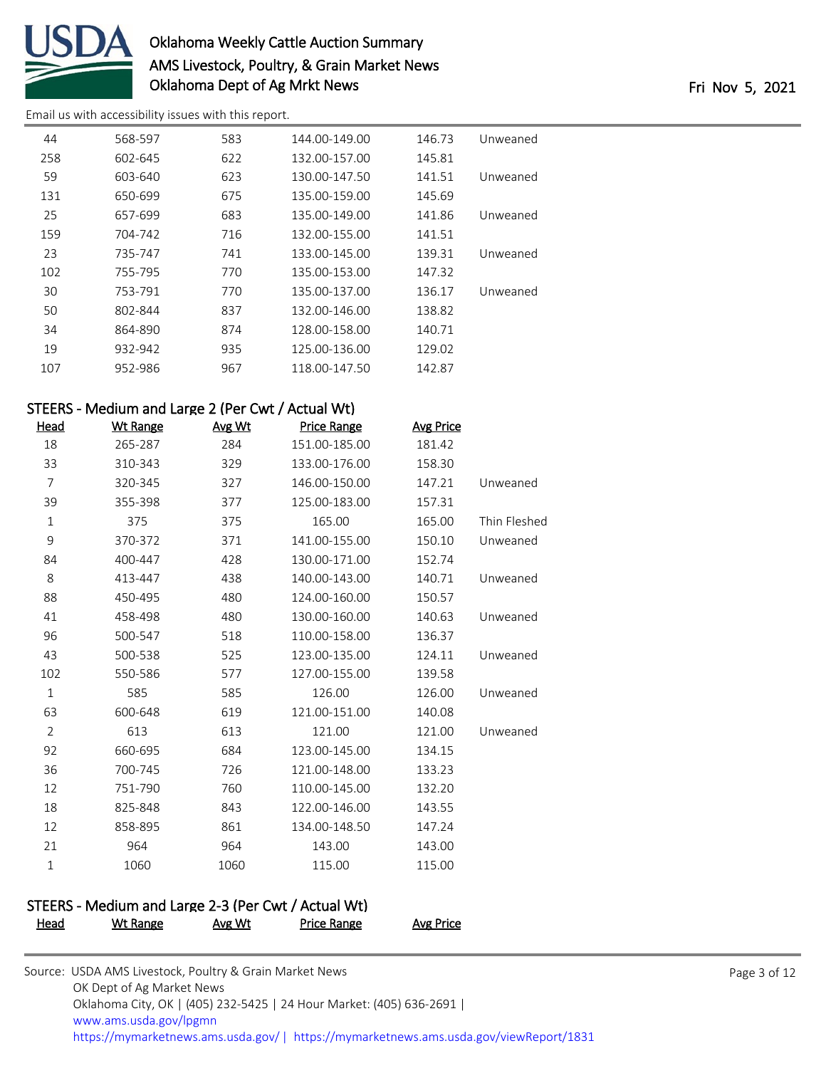| Head | Wt Range | Avg Wt | Price Range | Avg Price | |
|---|---|---|---|---|---|
| 44 | 568-597 | 583 | 144.00-149.00 | 146.73 | Unweaned |
| 258 | 602-645 | 622 | 132.00-157.00 | 145.81 | |
| 59 | 603-640 | 623 | 130.00-147.50 | 141.51 | Unweaned |
| 131 | 650-699 | 675 | 135.00-159.00 | 145.69 | |
| 25 | 657-699 | 683 | 135.00-149.00 | 141.86 | Unweaned |
| 159 | 704-742 | 716 | 132.00-155.00 | 141.51 | |
| 23 | 735-747 | 741 | 133.00-145.00 | 139.31 | Unweaned |
| 102 | 755-795 | 770 | 135.00-153.00 | 147.32 | |
| 30 | 753-791 | 770 | 135.00-137.00 | 136.17 | Unweaned |
| 50 | 802-844 | 837 | 132.00-146.00 | 138.82 | |
| 34 | 864-890 | 874 | 128.00-158.00 | 140.71 | |
| 19 | 932-942 | 935 | 125.00-136.00 | 129.02 | |
| 107 | 952-986 | 967 | 118.00-147.50 | 142.87 | |

## STEERS - Medium and Large 2 (Per Cwt / Actual Wt)

| Head | Wt Range | Avg Wt | Price Range | Avg Price | |
|---|---|---|---|---|---|
| 18 | 265-287 | 284 | 151.00-185.00 | 181.42 | |
| 33 | 310-343 | 329 | 133.00-176.00 | 158.30 | |
| 7 | 320-345 | 327 | 146.00-150.00 | 147.21 | Unweaned |
| 39 | 355-398 | 377 | 125.00-183.00 | 157.31 | |
| 1 | 375 | 375 | 165.00 | 165.00 | Thin Fleshed |
| 9 | 370-372 | 371 | 141.00-155.00 | 150.10 | Unweaned |
| 84 | 400-447 | 428 | 130.00-171.00 | 152.74 | |
| 8 | 413-447 | 438 | 140.00-143.00 | 140.71 | Unweaned |
| 88 | 450-495 | 480 | 124.00-160.00 | 150.57 | |
| 41 | 458-498 | 480 | 130.00-160.00 | 140.63 | Unweaned |
| 96 | 500-547 | 518 | 110.00-158.00 | 136.37 | |
| 43 | 500-538 | 525 | 123.00-135.00 | 124.11 | Unweaned |
| 102 | 550-586 | 577 | 127.00-155.00 | 139.58 | |
| 1 | 585 | 585 | 126.00 | 126.00 | Unweaned |
| 63 | 600-648 | 619 | 121.00-151.00 | 140.08 | |
| 2 | 613 | 613 | 121.00 | 121.00 | Unweaned |
| 92 | 660-695 | 684 | 123.00-145.00 | 134.15 | |
| 36 | 700-745 | 726 | 121.00-148.00 | 133.23 | |
| 12 | 751-790 | 760 | 110.00-145.00 | 132.20 | |
| 18 | 825-848 | 843 | 122.00-146.00 | 143.55 | |
| 12 | 858-895 | 861 | 134.00-148.50 | 147.24 | |
| 21 | 964 | 964 | 143.00 | 143.00 | |
| 1 | 1060 | 1060 | 115.00 | 115.00 | |

## STEERS - Medium and Large 2-3 (Per Cwt / Actual Wt)

| Head | Wt Range | Avg Wt | Price Range | Avg Price |
|---|---|---|---|---|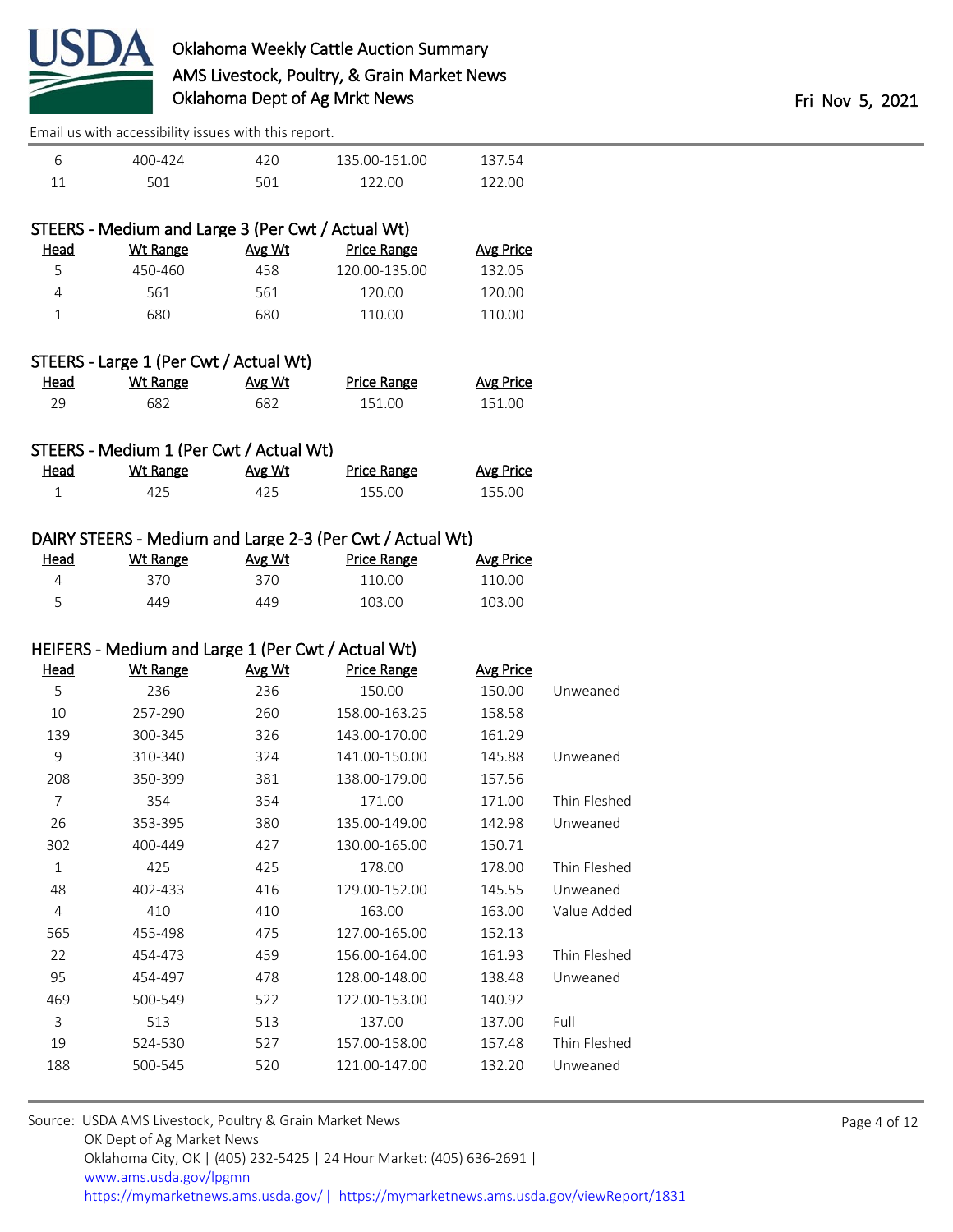| Head | Wt Range | Avg Wt | Price Range | Avg Price | |
|---|---|---|---|---|---|
| 6 | 400-424 | 420 | 135.00-151.00 | 137.54 | |
| 11 | 501 | 501 | 122.00 | 122.00 | |

### STEERS - Medium and Large 3 (Per Cwt / Actual Wt)

| Head | Wt Range | Avg Wt | Price Range | Avg Price |
|---|---|---|---|---|
| 5 | 450-460 | 458 | 120.00-135.00 | 132.05 |
| 4 | 561 | 561 | 120.00 | 120.00 |
| 1 | 680 | 680 | 110.00 | 110.00 |

### STEERS - Large 1 (Per Cwt / Actual Wt)

| Head | Wt Range | Avg Wt | Price Range | Avg Price |
|---|---|---|---|---|
| 29 | 682 | 682 | 151.00 | 151.00 |

### STEERS - Medium 1 (Per Cwt / Actual Wt)

| Head | Wt Range | Avg Wt | Price Range | Avg Price |
|---|---|---|---|---|
| 1 | 425 | 425 | 155.00 | 155.00 |

### DAIRY STEERS - Medium and Large 2-3 (Per Cwt / Actual Wt)

| Head | Wt Range | Avg Wt | Price Range | Avg Price |
|---|---|---|---|---|
| 4 | 370 | 370 | 110.00 | 110.00 |
| 5 | 449 | 449 | 103.00 | 103.00 |

### HEIFERS - Medium and Large 1 (Per Cwt / Actual Wt)

| Head | Wt Range | Avg Wt | Price Range | Avg Price | |
|---|---|---|---|---|---|
| 5 | 236 | 236 | 150.00 | 150.00 | Unweaned |
| 10 | 257-290 | 260 | 158.00-163.25 | 158.58 | |
| 139 | 300-345 | 326 | 143.00-170.00 | 161.29 | |
| 9 | 310-340 | 324 | 141.00-150.00 | 145.88 | Unweaned |
| 208 | 350-399 | 381 | 138.00-179.00 | 157.56 | |
| 7 | 354 | 354 | 171.00 | 171.00 | Thin Fleshed |
| 26 | 353-395 | 380 | 135.00-149.00 | 142.98 | Unweaned |
| 302 | 400-449 | 427 | 130.00-165.00 | 150.71 | |
| 1 | 425 | 425 | 178.00 | 178.00 | Thin Fleshed |
| 48 | 402-433 | 416 | 129.00-152.00 | 145.55 | Unweaned |
| 4 | 410 | 410 | 163.00 | 163.00 | Value Added |
| 565 | 455-498 | 475 | 127.00-165.00 | 152.13 | |
| 22 | 454-473 | 459 | 156.00-164.00 | 161.93 | Thin Fleshed |
| 95 | 454-497 | 478 | 128.00-148.00 | 138.48 | Unweaned |
| 469 | 500-549 | 522 | 122.00-153.00 | 140.92 | |
| 3 | 513 | 513 | 137.00 | 137.00 | Full |
| 19 | 524-530 | 527 | 157.00-158.00 | 157.48 | Thin Fleshed |
| 188 | 500-545 | 520 | 121.00-147.00 | 132.20 | Unweaned |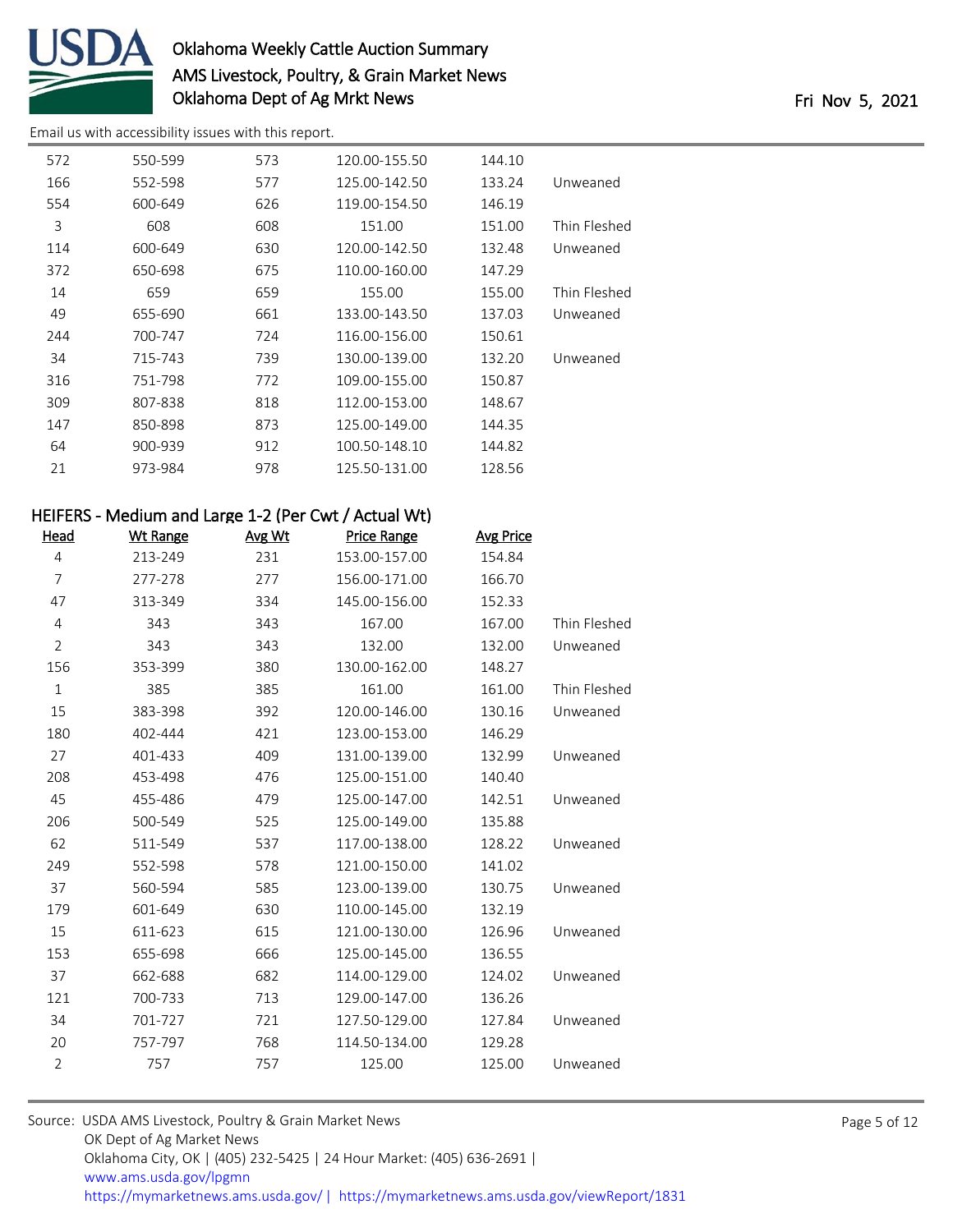Email us with accessibility issues with this report.

| | | | | | |
|---|---|---|---|---|---|
| 572 | 550-599 | 573 | 120.00-155.50 | 144.10 | |
| 166 | 552-598 | 577 | 125.00-142.50 | 133.24 | Unweaned |
| 554 | 600-649 | 626 | 119.00-154.50 | 146.19 | |
| 3 | 608 | 608 | 151.00 | 151.00 | Thin Fleshed |
| 114 | 600-649 | 630 | 120.00-142.50 | 132.48 | Unweaned |
| 372 | 650-698 | 675 | 110.00-160.00 | 147.29 | |
| 14 | 659 | 659 | 155.00 | 155.00 | Thin Fleshed |
| 49 | 655-690 | 661 | 133.00-143.50 | 137.03 | Unweaned |
| 244 | 700-747 | 724 | 116.00-156.00 | 150.61 | |
| 34 | 715-743 | 739 | 130.00-139.00 | 132.20 | Unweaned |
| 316 | 751-798 | 772 | 109.00-155.00 | 150.87 | |
| 309 | 807-838 | 818 | 112.00-153.00 | 148.67 | |
| 147 | 850-898 | 873 | 125.00-149.00 | 144.35 | |
| 64 | 900-939 | 912 | 100.50-148.10 | 144.82 | |
| 21 | 973-984 | 978 | 125.50-131.00 | 128.56 | |

## HEIFERS - Medium and Large 1-2 (Per Cwt / Actual Wt)

| Head | Wt Range | Avg Wt | Price Range | Avg Price | |
|---|---|---|---|---|---|
| 4 | 213-249 | 231 | 153.00-157.00 | 154.84 | |
| 7 | 277-278 | 277 | 156.00-171.00 | 166.70 | |
| 47 | 313-349 | 334 | 145.00-156.00 | 152.33 | |
| 4 | 343 | 343 | 167.00 | 167.00 | Thin Fleshed |
| 2 | 343 | 343 | 132.00 | 132.00 | Unweaned |
| 156 | 353-399 | 380 | 130.00-162.00 | 148.27 | |
| 1 | 385 | 385 | 161.00 | 161.00 | Thin Fleshed |
| 15 | 383-398 | 392 | 120.00-146.00 | 130.16 | Unweaned |
| 180 | 402-444 | 421 | 123.00-153.00 | 146.29 | |
| 27 | 401-433 | 409 | 131.00-139.00 | 132.99 | Unweaned |
| 208 | 453-498 | 476 | 125.00-151.00 | 140.40 | |
| 45 | 455-486 | 479 | 125.00-147.00 | 142.51 | Unweaned |
| 206 | 500-549 | 525 | 125.00-149.00 | 135.88 | |
| 62 | 511-549 | 537 | 117.00-138.00 | 128.22 | Unweaned |
| 249 | 552-598 | 578 | 121.00-150.00 | 141.02 | |
| 37 | 560-594 | 585 | 123.00-139.00 | 130.75 | Unweaned |
| 179 | 601-649 | 630 | 110.00-145.00 | 132.19 | |
| 15 | 611-623 | 615 | 121.00-130.00 | 126.96 | Unweaned |
| 153 | 655-698 | 666 | 125.00-145.00 | 136.55 | |
| 37 | 662-688 | 682 | 114.00-129.00 | 124.02 | Unweaned |
| 121 | 700-733 | 713 | 129.00-147.00 | 136.26 | |
| 34 | 701-727 | 721 | 127.50-129.00 | 127.84 | Unweaned |
| 20 | 757-797 | 768 | 114.50-134.00 | 129.28 | |
| 2 | 757 | 757 | 125.00 | 125.00 | Unweaned |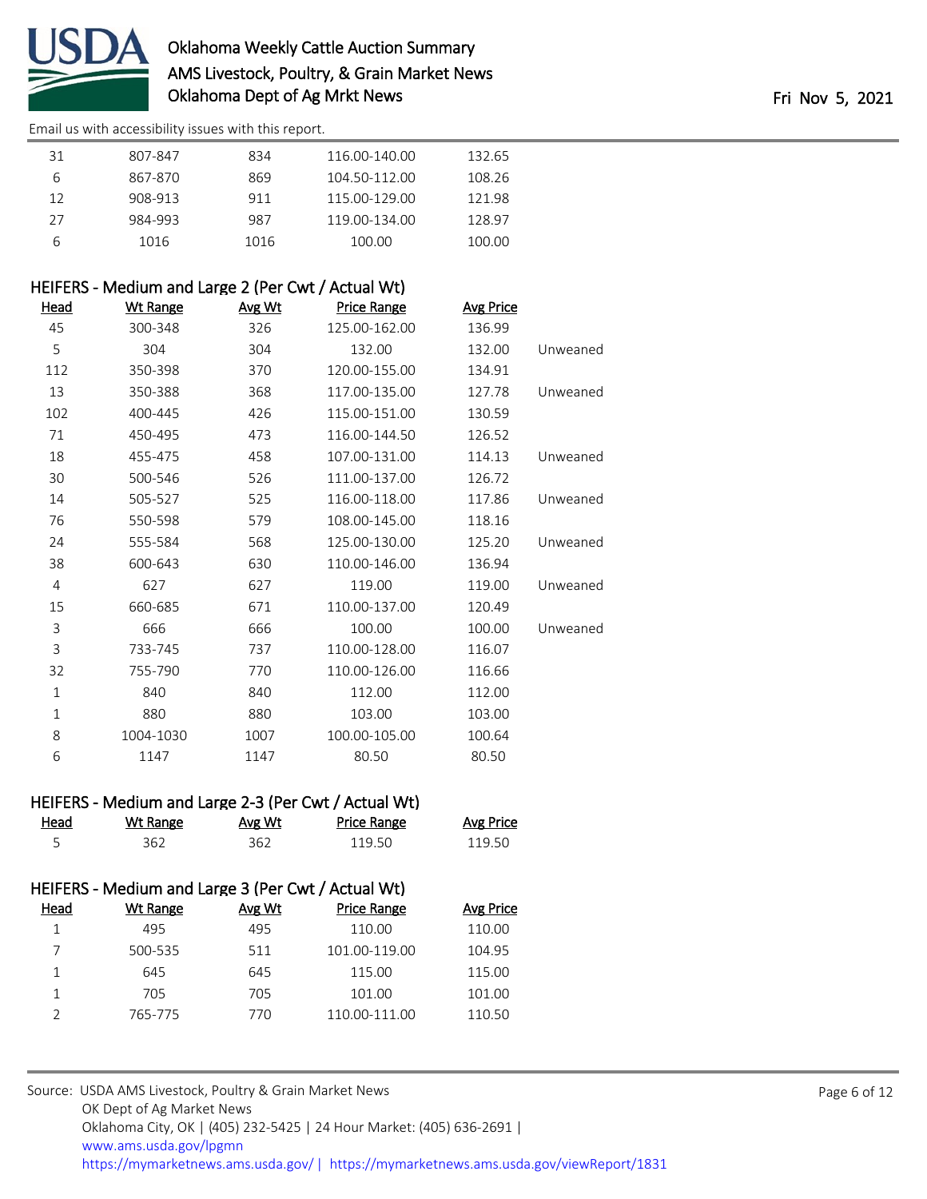Email us with accessibility issues with this report.

| Head | Wt Range | Avg Wt | Price Range | Avg Price | |
|---|---|---|---|---|---|
| 31 | 807-847 | 834 | 116.00-140.00 | 132.65 | |
| 6 | 867-870 | 869 | 104.50-112.00 | 108.26 | |
| 12 | 908-913 | 911 | 115.00-129.00 | 121.98 | |
| 27 | 984-993 | 987 | 119.00-134.00 | 128.97 | |
| 6 | 1016 | 1016 | 100.00 | 100.00 | |

### HEIFERS - Medium and Large 2 (Per Cwt / Actual Wt)

| Head | Wt Range | Avg Wt | Price Range | Avg Price | |
|---|---|---|---|---|---|
| 45 | 300-348 | 326 | 125.00-162.00 | 136.99 | |
| 5 | 304 | 304 | 132.00 | 132.00 | Unweaned |
| 112 | 350-398 | 370 | 120.00-155.00 | 134.91 | |
| 13 | 350-388 | 368 | 117.00-135.00 | 127.78 | Unweaned |
| 102 | 400-445 | 426 | 115.00-151.00 | 130.59 | |
| 71 | 450-495 | 473 | 116.00-144.50 | 126.52 | |
| 18 | 455-475 | 458 | 107.00-131.00 | 114.13 | Unweaned |
| 30 | 500-546 | 526 | 111.00-137.00 | 126.72 | |
| 14 | 505-527 | 525 | 116.00-118.00 | 117.86 | Unweaned |
| 76 | 550-598 | 579 | 108.00-145.00 | 118.16 | |
| 24 | 555-584 | 568 | 125.00-130.00 | 125.20 | Unweaned |
| 38 | 600-643 | 630 | 110.00-146.00 | 136.94 | |
| 4 | 627 | 627 | 119.00 | 119.00 | Unweaned |
| 15 | 660-685 | 671 | 110.00-137.00 | 120.49 | |
| 3 | 666 | 666 | 100.00 | 100.00 | Unweaned |
| 3 | 733-745 | 737 | 110.00-128.00 | 116.07 | |
| 32 | 755-790 | 770 | 110.00-126.00 | 116.66 | |
| 1 | 840 | 840 | 112.00 | 112.00 | |
| 1 | 880 | 880 | 103.00 | 103.00 | |
| 8 | 1004-1030 | 1007 | 100.00-105.00 | 100.64 | |
| 6 | 1147 | 1147 | 80.50 | 80.50 | |

### HEIFERS - Medium and Large 2-3 (Per Cwt / Actual Wt)

| Head | Wt Range | Avg Wt | Price Range | Avg Price |
|---|---|---|---|---|
| 5 | 362 | 362 | 119.50 | 119.50 |

### HEIFERS - Medium and Large 3 (Per Cwt / Actual Wt)

| Head | Wt Range | Avg Wt | Price Range | Avg Price |
|---|---|---|---|---|
| 1 | 495 | 495 | 110.00 | 110.00 |
| 7 | 500-535 | 511 | 101.00-119.00 | 104.95 |
| 1 | 645 | 645 | 115.00 | 115.00 |
| 1 | 705 | 705 | 101.00 | 101.00 |
| 2 | 765-775 | 770 | 110.00-111.00 | 110.50 |

Source: USDA AMS Livestock, Poultry & Grain Market News
OK Dept of Ag Market News
Oklahoma City, OK | (405) 232-5425 | 24 Hour Market: (405) 636-2691 |
www.ams.usda.gov/lpgmn
https://mymarketnews.ams.usda.gov/ | https://mymarketnews.ams.usda.gov/viewReport/1831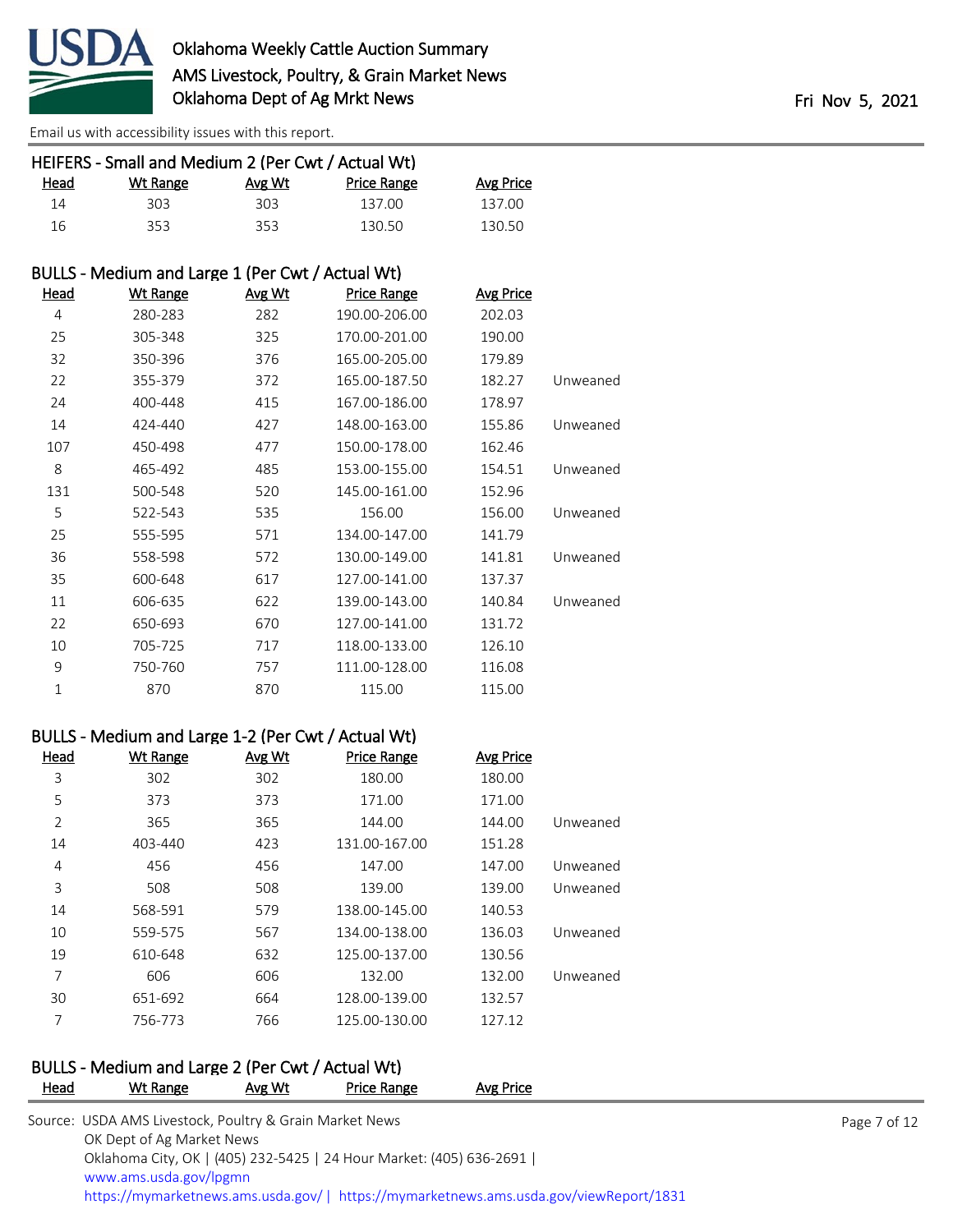Email us with accessibility issues with this report.

## HEIFERS - Small and Medium 2 (Per Cwt / Actual Wt)

| Head | Wt Range | Avg Wt | Price Range | Avg Price | |
|---|---|---|---|---|---|
| 14 | 303 | 303 | 137.00 | 137.00 | |
| 16 | 353 | 353 | 130.50 | 130.50 | |

## BULLS - Medium and Large 1 (Per Cwt / Actual Wt)

| Head | Wt Range | Avg Wt | Price Range | Avg Price | |
|---|---|---|---|---|---|
| 4 | 280-283 | 282 | 190.00-206.00 | 202.03 | |
| 25 | 305-348 | 325 | 170.00-201.00 | 190.00 | |
| 32 | 350-396 | 376 | 165.00-205.00 | 179.89 | |
| 22 | 355-379 | 372 | 165.00-187.50 | 182.27 | Unweaned |
| 24 | 400-448 | 415 | 167.00-186.00 | 178.97 | |
| 14 | 424-440 | 427 | 148.00-163.00 | 155.86 | Unweaned |
| 107 | 450-498 | 477 | 150.00-178.00 | 162.46 | |
| 8 | 465-492 | 485 | 153.00-155.00 | 154.51 | Unweaned |
| 131 | 500-548 | 520 | 145.00-161.00 | 152.96 | |
| 5 | 522-543 | 535 | 156.00 | 156.00 | Unweaned |
| 25 | 555-595 | 571 | 134.00-147.00 | 141.79 | |
| 36 | 558-598 | 572 | 130.00-149.00 | 141.81 | Unweaned |
| 35 | 600-648 | 617 | 127.00-141.00 | 137.37 | |
| 11 | 606-635 | 622 | 139.00-143.00 | 140.84 | Unweaned |
| 22 | 650-693 | 670 | 127.00-141.00 | 131.72 | |
| 10 | 705-725 | 717 | 118.00-133.00 | 126.10 | |
| 9 | 750-760 | 757 | 111.00-128.00 | 116.08 | |
| 1 | 870 | 870 | 115.00 | 115.00 | |

## BULLS - Medium and Large 1-2 (Per Cwt / Actual Wt)

| Head | Wt Range | Avg Wt | Price Range | Avg Price | |
|---|---|---|---|---|---|
| 3 | 302 | 302 | 180.00 | 180.00 | |
| 5 | 373 | 373 | 171.00 | 171.00 | |
| 2 | 365 | 365 | 144.00 | 144.00 | Unweaned |
| 14 | 403-440 | 423 | 131.00-167.00 | 151.28 | |
| 4 | 456 | 456 | 147.00 | 147.00 | Unweaned |
| 3 | 508 | 508 | 139.00 | 139.00 | Unweaned |
| 14 | 568-591 | 579 | 138.00-145.00 | 140.53 | |
| 10 | 559-575 | 567 | 134.00-138.00 | 136.03 | Unweaned |
| 19 | 610-648 | 632 | 125.00-137.00 | 130.56 | |
| 7 | 606 | 606 | 132.00 | 132.00 | Unweaned |
| 30 | 651-692 | 664 | 128.00-139.00 | 132.57 | |
| 7 | 756-773 | 766 | 125.00-130.00 | 127.12 | |

## BULLS - Medium and Large 2 (Per Cwt / Actual Wt)

| Head | Wt Range | Avg Wt | Price Range | Avg Price |
|---|---|---|---|---|

Source: USDA AMS Livestock, Poultry & Grain Market News
OK Dept of Ag Market News
Oklahoma City, OK | (405) 232-5425 | 24 Hour Market: (405) 636-2691 |
www.ams.usda.gov/lpgmn
https://mymarketnews.ams.usda.gov/ | https://mymarketnews.ams.usda.gov/viewReport/1831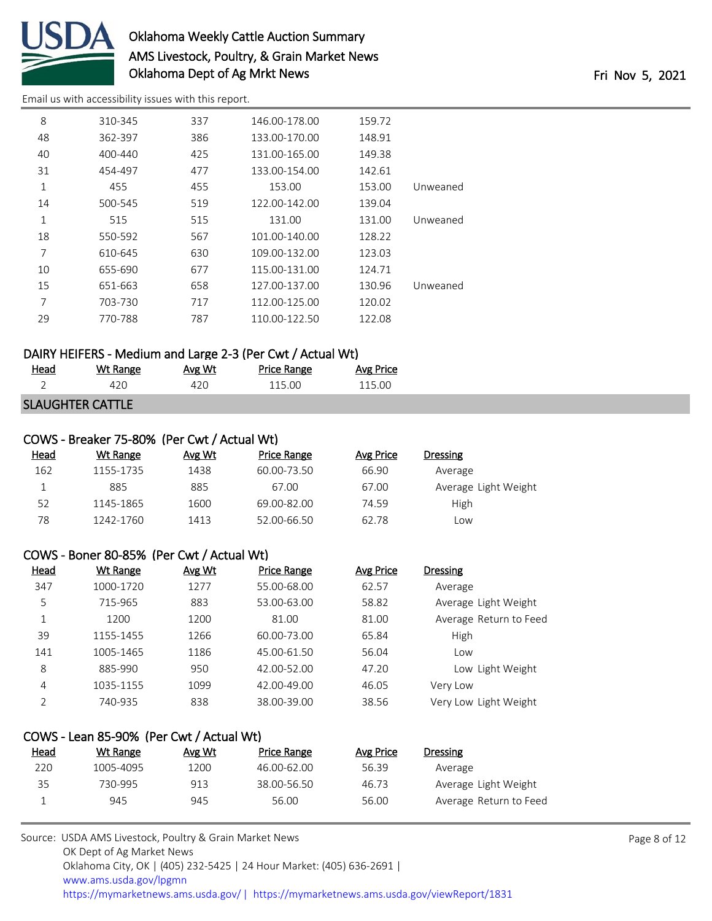Email us with accessibility issues with this report.

| Head | Wt Range | Avg Wt | Price Range | Avg Price | |
|---|---|---|---|---|---|
| 8 | 310-345 | 337 | 146.00-178.00 | 159.72 | |
| 48 | 362-397 | 386 | 133.00-170.00 | 148.91 | |
| 40 | 400-440 | 425 | 131.00-165.00 | 149.38 | |
| 31 | 454-497 | 477 | 133.00-154.00 | 142.61 | |
| 1 | 455 | 455 | 153.00 | 153.00 | Unweaned |
| 14 | 500-545 | 519 | 122.00-142.00 | 139.04 | |
| 1 | 515 | 515 | 131.00 | 131.00 | Unweaned |
| 18 | 550-592 | 567 | 101.00-140.00 | 128.22 | |
| 7 | 610-645 | 630 | 109.00-132.00 | 123.03 | |
| 10 | 655-690 | 677 | 115.00-131.00 | 124.71 | |
| 15 | 651-663 | 658 | 127.00-137.00 | 130.96 | Unweaned |
| 7 | 703-730 | 717 | 112.00-125.00 | 120.02 | |
| 29 | 770-788 | 787 | 110.00-122.50 | 122.08 | |

### DAIRY HEIFERS - Medium and Large 2-3 (Per Cwt / Actual Wt)

| Head | Wt Range | Avg Wt | Price Range | Avg Price |
|---|---|---|---|---|
| 2 | 420 | 420 | 115.00 | 115.00 |

## SLAUGHTER CATTLE

### COWS - Breaker 75-80% (Per Cwt / Actual Wt)

| Head | Wt Range | Avg Wt | Price Range | Avg Price | Dressing |
|---|---|---|---|---|---|
| 162 | 1155-1735 | 1438 | 60.00-73.50 | 66.90 | Average |
| 1 | 885 | 885 | 67.00 | 67.00 | Average Light Weight |
| 52 | 1145-1865 | 1600 | 69.00-82.00 | 74.59 | High |
| 78 | 1242-1760 | 1413 | 52.00-66.50 | 62.78 | Low |

### COWS - Boner 80-85% (Per Cwt / Actual Wt)

| Head | Wt Range | Avg Wt | Price Range | Avg Price | Dressing |
|---|---|---|---|---|---|
| 347 | 1000-1720 | 1277 | 55.00-68.00 | 62.57 | Average |
| 5 | 715-965 | 883 | 53.00-63.00 | 58.82 | Average Light Weight |
| 1 | 1200 | 1200 | 81.00 | 81.00 | Average Return to Feed |
| 39 | 1155-1455 | 1266 | 60.00-73.00 | 65.84 | High |
| 141 | 1005-1465 | 1186 | 45.00-61.50 | 56.04 | Low |
| 8 | 885-990 | 950 | 42.00-52.00 | 47.20 | Low Light Weight |
| 4 | 1035-1155 | 1099 | 42.00-49.00 | 46.05 | Very Low |
| 2 | 740-935 | 838 | 38.00-39.00 | 38.56 | Very Low Light Weight |

### COWS - Lean 85-90% (Per Cwt / Actual Wt)

| Head | Wt Range | Avg Wt | Price Range | Avg Price | Dressing |
|---|---|---|---|---|---|
| 220 | 1005-4095 | 1200 | 46.00-62.00 | 56.39 | Average |
| 35 | 730-995 | 913 | 38.00-56.50 | 46.73 | Average Light Weight |
| 1 | 945 | 945 | 56.00 | 56.00 | Average Return to Feed |

Source: USDA AMS Livestock, Poultry & Grain Market News
OK Dept of Ag Market News
Oklahoma City, OK | (405) 232-5425 | 24 Hour Market: (405) 636-2691 |
www.ams.usda.gov/lpgmn
https://mymarketnews.ams.usda.gov/ | https://mymarketnews.ams.usda.gov/viewReport/1831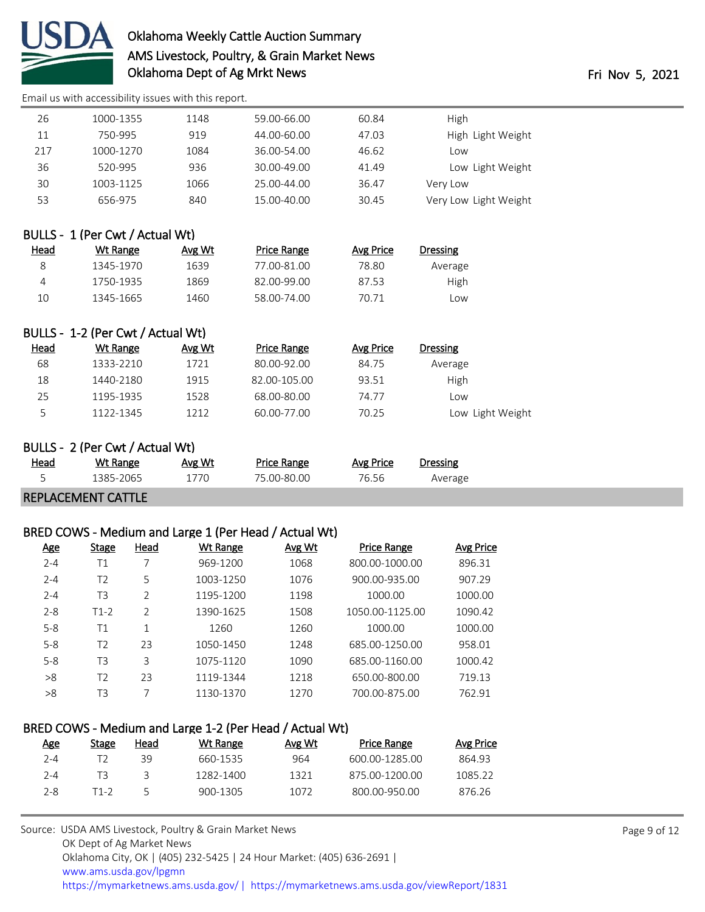| Head | Wt Range | Avg Wt | Price Range | Avg Price | Dressing |
|---|---|---|---|---|---|
| 26 | 1000-1355 | 1148 | 59.00-66.00 | 60.84 | High |
| 11 | 750-995 | 919 | 44.00-60.00 | 47.03 | High Light Weight |
| 217 | 1000-1270 | 1084 | 36.00-54.00 | 46.62 | Low |
| 36 | 520-995 | 936 | 30.00-49.00 | 41.49 | Low Light Weight |
| 30 | 1003-1125 | 1066 | 25.00-44.00 | 36.47 | Very Low |
| 53 | 656-975 | 840 | 15.00-40.00 | 30.45 | Very Low Light Weight |

### BULLS - 1 (Per Cwt / Actual Wt)

| Head | Wt Range | Avg Wt | Price Range | Avg Price | Dressing |
|---|---|---|---|---|---|
| 8 | 1345-1970 | 1639 | 77.00-81.00 | 78.80 | Average |
| 4 | 1750-1935 | 1869 | 82.00-99.00 | 87.53 | High |
| 10 | 1345-1665 | 1460 | 58.00-74.00 | 70.71 | Low |

### BULLS - 1-2 (Per Cwt / Actual Wt)

| Head | Wt Range | Avg Wt | Price Range | Avg Price | Dressing |
|---|---|---|---|---|---|
| 68 | 1333-2210 | 1721 | 80.00-92.00 | 84.75 | Average |
| 18 | 1440-2180 | 1915 | 82.00-105.00 | 93.51 | High |
| 25 | 1195-1935 | 1528 | 68.00-80.00 | 74.77 | Low |
| 5 | 1122-1345 | 1212 | 60.00-77.00 | 70.25 | Low Light Weight |

### BULLS - 2 (Per Cwt / Actual Wt)

| Head | Wt Range | Avg Wt | Price Range | Avg Price | Dressing |
|---|---|---|---|---|---|
| 5 | 1385-2065 | 1770 | 75.00-80.00 | 76.56 | Average |

## REPLACEMENT CATTLE

### BRED COWS - Medium and Large 1 (Per Head / Actual Wt)

| Age | Stage | Head | Wt Range | Avg Wt | Price Range | Avg Price |
|---|---|---|---|---|---|---|
| 2-4 | T1 | 7 | 969-1200 | 1068 | 800.00-1000.00 | 896.31 |
| 2-4 | T2 | 5 | 1003-1250 | 1076 | 900.00-935.00 | 907.29 |
| 2-4 | T3 | 2 | 1195-1200 | 1198 | 1000.00 | 1000.00 |
| 2-8 | T1-2 | 2 | 1390-1625 | 1508 | 1050.00-1125.00 | 1090.42 |
| 5-8 | T1 | 1 | 1260 | 1260 | 1000.00 | 1000.00 |
| 5-8 | T2 | 23 | 1050-1450 | 1248 | 685.00-1250.00 | 958.01 |
| 5-8 | T3 | 3 | 1075-1120 | 1090 | 685.00-1160.00 | 1000.42 |
| >8 | T2 | 23 | 1119-1344 | 1218 | 650.00-800.00 | 719.13 |
| >8 | T3 | 7 | 1130-1370 | 1270 | 700.00-875.00 | 762.91 |

### BRED COWS - Medium and Large 1-2 (Per Head / Actual Wt)

| Age | Stage | Head | Wt Range | Avg Wt | Price Range | Avg Price |
|---|---|---|---|---|---|---|
| 2-4 | T2 | 39 | 660-1535 | 964 | 600.00-1285.00 | 864.93 |
| 2-4 | T3 | 3 | 1282-1400 | 1321 | 875.00-1200.00 | 1085.22 |
| 2-8 | T1-2 | 5 | 900-1305 | 1072 | 800.00-950.00 | 876.26 |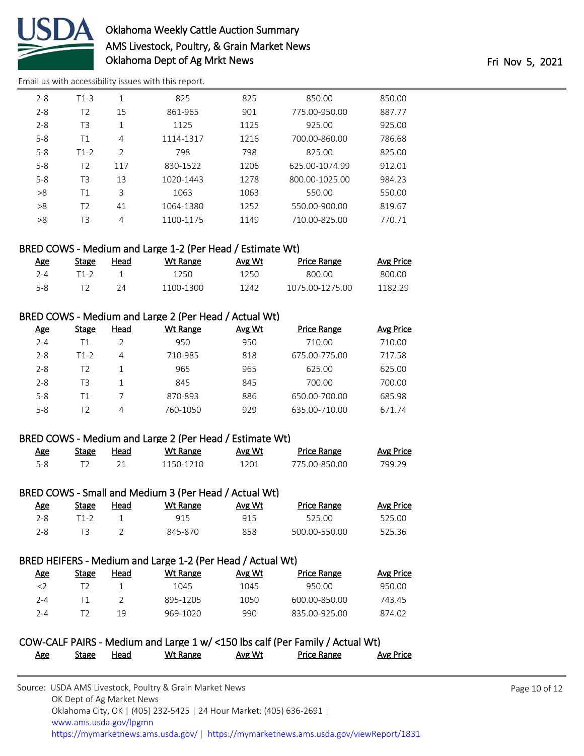| Age | Stage | Head | Wt Range | Avg Wt | Price Range | Avg Price |
|---|---|---|---|---|---|---|
| 2-8 | T1-3 | 1 | 825 | 825 | 850.00 | 850.00 |
| 2-8 | T2 | 15 | 861-965 | 901 | 775.00-950.00 | 887.77 |
| 2-8 | T3 | 1 | 1125 | 1125 | 925.00 | 925.00 |
| 5-8 | T1 | 4 | 1114-1317 | 1216 | 700.00-860.00 | 786.68 |
| 5-8 | T1-2 | 2 | 798 | 798 | 825.00 | 825.00 |
| 5-8 | T2 | 117 | 830-1522 | 1206 | 625.00-1074.99 | 912.01 |
| 5-8 | T3 | 13 | 1020-1443 | 1278 | 800.00-1025.00 | 984.23 |
| >8 | T1 | 3 | 1063 | 1063 | 550.00 | 550.00 |
| >8 | T2 | 41 | 1064-1380 | 1252 | 550.00-900.00 | 819.67 |
| >8 | T3 | 4 | 1100-1175 | 1149 | 710.00-825.00 | 770.71 |

## BRED COWS - Medium and Large 1-2 (Per Head / Estimate Wt)

| Age | Stage | Head | Wt Range | Avg Wt | Price Range | Avg Price |
|---|---|---|---|---|---|---|
| 2-4 | T1-2 | 1 | 1250 | 1250 | 800.00 | 800.00 |
| 5-8 | T2 | 24 | 1100-1300 | 1242 | 1075.00-1275.00 | 1182.29 |

## BRED COWS - Medium and Large 2 (Per Head / Actual Wt)

| Age | Stage | Head | Wt Range | Avg Wt | Price Range | Avg Price |
|---|---|---|---|---|---|---|
| 2-4 | T1 | 2 | 950 | 950 | 710.00 | 710.00 |
| 2-8 | T1-2 | 4 | 710-985 | 818 | 675.00-775.00 | 717.58 |
| 2-8 | T2 | 1 | 965 | 965 | 625.00 | 625.00 |
| 2-8 | T3 | 1 | 845 | 845 | 700.00 | 700.00 |
| 5-8 | T1 | 7 | 870-893 | 886 | 650.00-700.00 | 685.98 |
| 5-8 | T2 | 4 | 760-1050 | 929 | 635.00-710.00 | 671.74 |

## BRED COWS - Medium and Large 2 (Per Head / Estimate Wt)

| Age | Stage | Head | Wt Range | Avg Wt | Price Range | Avg Price |
|---|---|---|---|---|---|---|
| 5-8 | T2 | 21 | 1150-1210 | 1201 | 775.00-850.00 | 799.29 |

## BRED COWS - Small and Medium 3 (Per Head / Actual Wt)

| Age | Stage | Head | Wt Range | Avg Wt | Price Range | Avg Price |
|---|---|---|---|---|---|---|
| 2-8 | T1-2 | 1 | 915 | 915 | 525.00 | 525.00 |
| 2-8 | T3 | 2 | 845-870 | 858 | 500.00-550.00 | 525.36 |

## BRED HEIFERS - Medium and Large 1-2 (Per Head / Actual Wt)

| Age | Stage | Head | Wt Range | Avg Wt | Price Range | Avg Price |
|---|---|---|---|---|---|---|
| <2 | T2 | 1 | 1045 | 1045 | 950.00 | 950.00 |
| 2-4 | T1 | 2 | 895-1205 | 1050 | 600.00-850.00 | 743.45 |
| 2-4 | T2 | 19 | 969-1020 | 990 | 835.00-925.00 | 874.02 |

## COW-CALF PAIRS - Medium and Large 1 w/ <150 lbs calf (Per Family / Actual Wt)

| Age | Stage | Head | Wt Range | Avg Wt | Price Range | Avg Price |
|---|---|---|---|---|---|---|

Source: USDA AMS Livestock, Poultry & Grain Market News
OK Dept of Ag Market News
Oklahoma City, OK | (405) 232-5425 | 24 Hour Market: (405) 636-2691 |
www.ams.usda.gov/lpgmn
https://mymarketnews.ams.usda.gov/ | https://mymarketnews.ams.usda.gov/viewReport/1831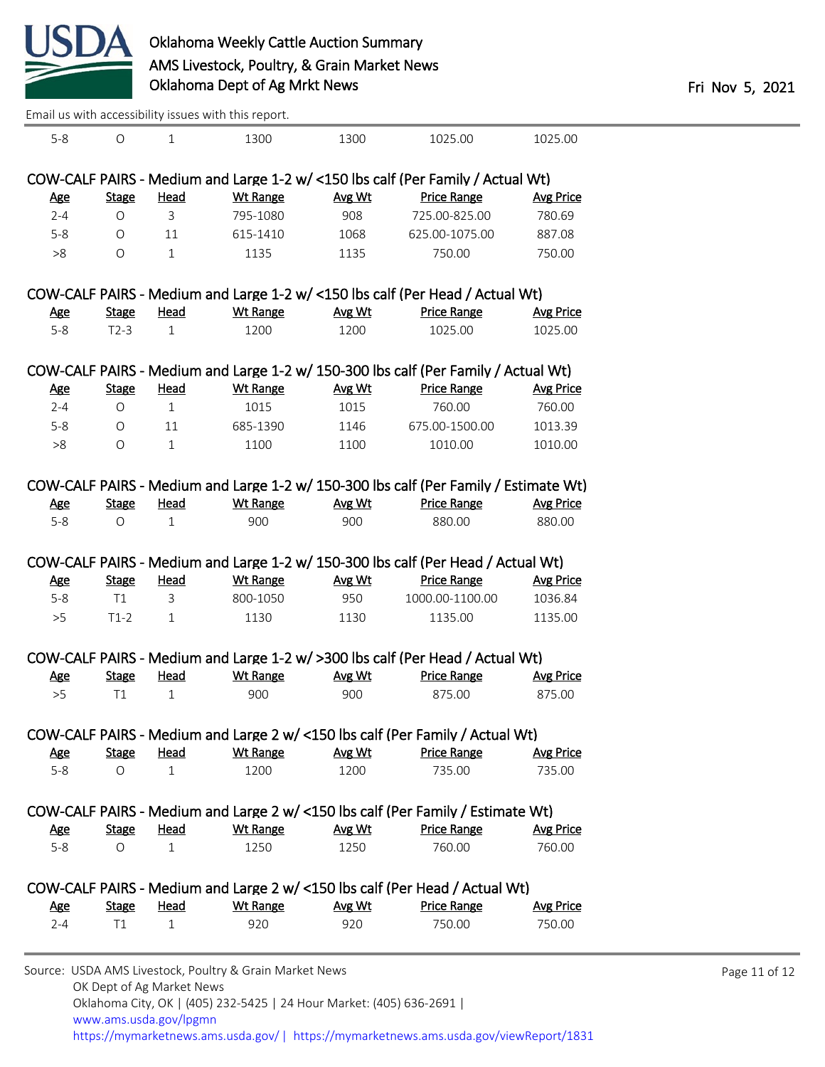| Age | Stage | Head | Wt Range | Avg Wt | Price Range | Avg Price |
|---|---|---|---|---|---|---|
| 5-8 | O | 1 | 1300 | 1300 | 1025.00 | 1025.00 |

### COW-CALF PAIRS - Medium and Large 1-2 w/ <150 lbs calf (Per Family / Actual Wt)

| Age | Stage | Head | Wt Range | Avg Wt | Price Range | Avg Price |
|---|---|---|---|---|---|---|
| 2-4 | O | 3 | 795-1080 | 908 | 725.00-825.00 | 780.69 |
| 5-8 | O | 11 | 615-1410 | 1068 | 625.00-1075.00 | 887.08 |
| >8 | O | 1 | 1135 | 1135 | 750.00 | 750.00 |

### COW-CALF PAIRS - Medium and Large 1-2 w/ <150 lbs calf (Per Head / Actual Wt)

| Age | Stage | Head | Wt Range | Avg Wt | Price Range | Avg Price |
|---|---|---|---|---|---|---|
| 5-8 | T2-3 | 1 | 1200 | 1200 | 1025.00 | 1025.00 |

### COW-CALF PAIRS - Medium and Large 1-2 w/ 150-300 lbs calf (Per Family / Actual Wt)

| Age | Stage | Head | Wt Range | Avg Wt | Price Range | Avg Price |
|---|---|---|---|---|---|---|
| 2-4 | O | 1 | 1015 | 1015 | 760.00 | 760.00 |
| 5-8 | O | 11 | 685-1390 | 1146 | 675.00-1500.00 | 1013.39 |
| >8 | O | 1 | 1100 | 1100 | 1010.00 | 1010.00 |

### COW-CALF PAIRS - Medium and Large 1-2 w/ 150-300 lbs calf (Per Family / Estimate Wt)

| Age | Stage | Head | Wt Range | Avg Wt | Price Range | Avg Price |
|---|---|---|---|---|---|---|
| 5-8 | O | 1 | 900 | 900 | 880.00 | 880.00 |

### COW-CALF PAIRS - Medium and Large 1-2 w/ 150-300 lbs calf (Per Head / Actual Wt)

| Age | Stage | Head | Wt Range | Avg Wt | Price Range | Avg Price |
|---|---|---|---|---|---|---|
| 5-8 | T1 | 3 | 800-1050 | 950 | 1000.00-1100.00 | 1036.84 |
| >5 | T1-2 | 1 | 1130 | 1130 | 1135.00 | 1135.00 |

### COW-CALF PAIRS - Medium and Large 1-2 w/ >300 lbs calf (Per Head / Actual Wt)

| Age | Stage | Head | Wt Range | Avg Wt | Price Range | Avg Price |
|---|---|---|---|---|---|---|
| >5 | T1 | 1 | 900 | 900 | 875.00 | 875.00 |

### COW-CALF PAIRS - Medium and Large 2 w/ <150 lbs calf (Per Family / Actual Wt)

| Age | Stage | Head | Wt Range | Avg Wt | Price Range | Avg Price |
|---|---|---|---|---|---|---|
| 5-8 | O | 1 | 1200 | 1200 | 735.00 | 735.00 |

### COW-CALF PAIRS - Medium and Large 2 w/ <150 lbs calf (Per Family / Estimate Wt)

| Age | Stage | Head | Wt Range | Avg Wt | Price Range | Avg Price |
|---|---|---|---|---|---|---|
| 5-8 | O | 1 | 1250 | 1250 | 760.00 | 760.00 |

### COW-CALF PAIRS - Medium and Large 2 w/ <150 lbs calf (Per Head / Actual Wt)

| Age | Stage | Head | Wt Range | Avg Wt | Price Range | Avg Price |
|---|---|---|---|---|---|---|
| 2-4 | T1 | 1 | 920 | 920 | 750.00 | 750.00 |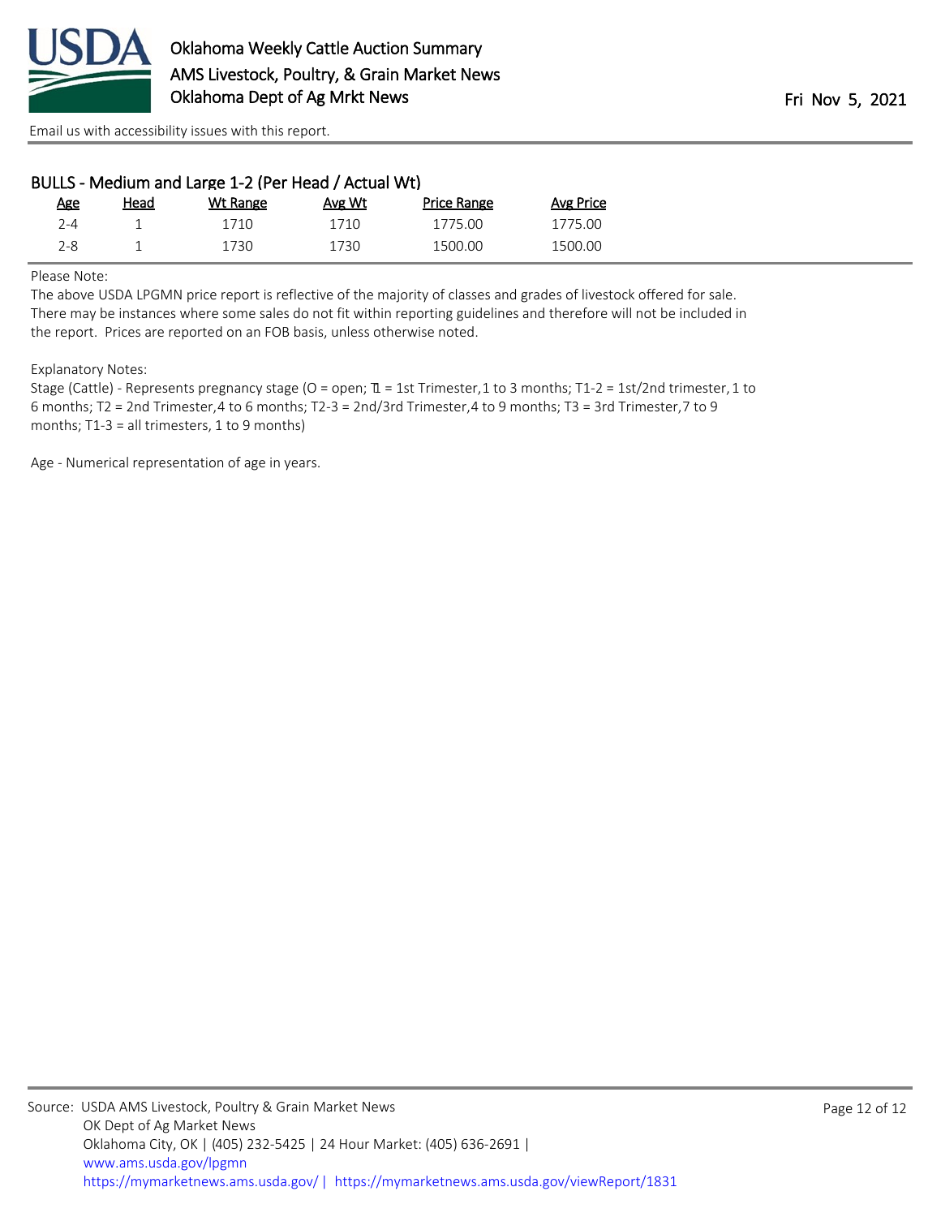### BULLS - Medium and Large 1-2 (Per Head / Actual Wt)

| Age | Head | Wt Range | Avg Wt | Price Range | Avg Price |
|---|---|---|---|---|---|
| 2-4 | 1 | 1710 | 1710 | 1775.00 | 1775.00 |
| 2-8 | 1 | 1730 | 1730 | 1500.00 | 1500.00 |

Please Note:

The above USDA LPGMN price report is reflective of the majority of classes and grades of livestock offered for sale. There may be instances where some sales do not fit within reporting guidelines and therefore will not be included in the report. Prices are reported on an FOB basis, unless otherwise noted.

Explanatory Notes:

Stage (Cattle) - Represents pregnancy stage (O = open; T1 = 1st Trimester,1 to 3 months; T1-2 = 1st/2nd trimester, 1 to 6 months; T2 = 2nd Trimester,4 to 6 months; T2-3 = 2nd/3rd Trimester,4 to 9 months; T3 = 3rd Trimester,7 to 9 months; T1-3 = all trimesters, 1 to 9 months)

Age - Numerical representation of age in years.

Source: USDA AMS Livestock, Poultry & Grain Market News
OK Dept of Ag Market News
Oklahoma City, OK | (405) 232-5425 | 24 Hour Market: (405) 636-2691 |
www.ams.usda.gov/lpgmn
https://mymarketnews.ams.usda.gov/ | https://mymarketnews.ams.usda.gov/viewReport/1831